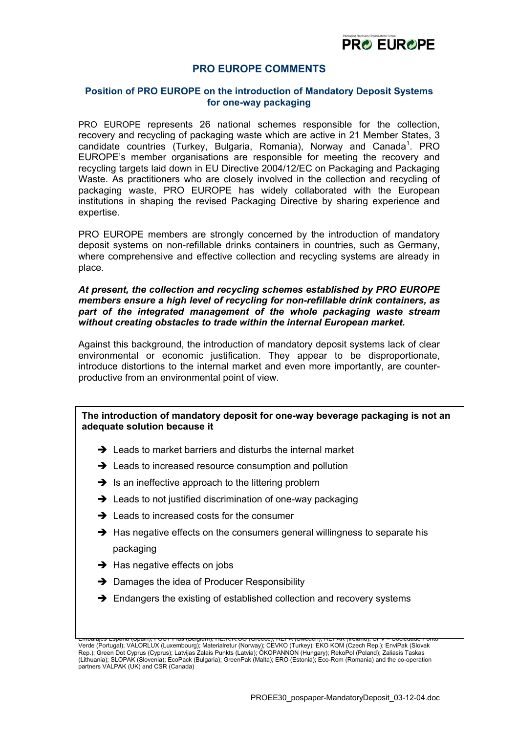# PRO EUROPE COMMENTS

## Position of PRO EUROPE on the introduction of Mandatory Deposit Systems for one-way packaging

PRO EUROPE represents 26 national schemes responsible for the collection, recovery and recycling of packaging waste which are active in 21 Member States, 3 candidate countries (Turkey, Bulgaria, Romania), Norway and Canada[1]. PRO EUROPE's member organisations are responsible for meeting the recovery and recycling targets laid down in EU Directive 2004/12/EC on Packaging and Packaging Waste. As practitioners who are closely involved in the collection and recycling of packaging waste, PRO EUROPE has widely collaborated with the European institutions in shaping the revised Packaging Directive by sharing experience and expertise.

PRO EUROPE members are strongly concerned by the introduction of mandatory deposit systems on non-refillable drinks containers in countries, such as Germany, where comprehensive and effective collection and recycling systems are already in place.

***At present, the collection and recycling schemes established by PRO EUROPE members ensure a high level of recycling for non-refillable drink containers, as part of the integrated management of the whole packaging waste stream without creating obstacles to trade within the internal European market.***

Against this background, the introduction of mandatory deposit systems lack of clear environmental or economic justification. They appear to be disproportionate, introduce distortions to the internal market and even more importantly, are counter-productive from an environmental point of view.

**The introduction of mandatory deposit for one-way beverage packaging is not an adequate solution because it**

- ➔ Leads to market barriers and disturbs the internal market
- ➔ Leads to increased resource consumption and pollution
- ➔ Is an ineffective approach to the littering problem
- ➔ Leads to not justified discrimination of one-way packaging
- ➔ Leads to increased costs for the consumer
- ➔ Has negative effects on the consumers general willingness to separate his packaging
- ➔ Has negative effects on jobs
- ➔ Damages the idea of Producer Responsibility
- ➔ Endangers the existing of established collection and recovery systems

Embalajes España (Spain); FOST Plus (Belgium); HE.R.R.CO (Greece); REPA (Sweden); REPAK (Ireland); SPV – Sociedade Ponto Verde (Portugal); VALORLUX (Luxembourg); Materialretur (Norway); ÇEVKO (Turkey); EKO KOM (Czech Rep.); EnviPak (Slovak Rep.); Green Dot Cyprus (Cyprus); Latvijas Zalais Punkts (Latvia); ÖKOPANNON (Hungary); RekoPol (Poland); Zaliasis Taskas (Lithuania); SLOPAK (Slovenia); EcoPack (Bulgaria); GreenPak (Malta); ERO (Estonia); Eco-Rom (Romania) and the co-operation partners VALPAK (UK) and CSR (Canada)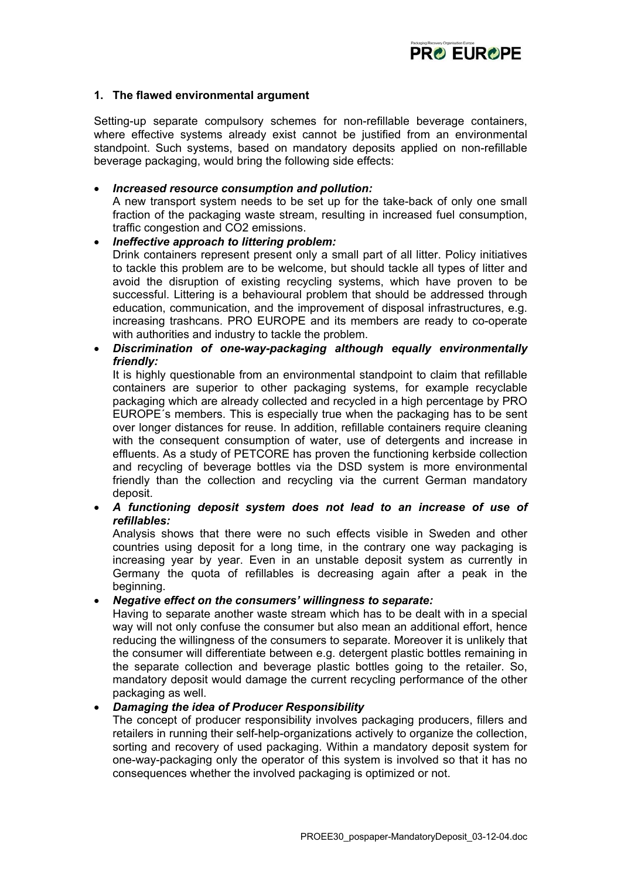## 1. The flawed environmental argument

Setting-up separate compulsory schemes for non-refillable beverage containers, where effective systems already exist cannot be justified from an environmental standpoint. Such systems, based on mandatory deposits applied on non-refillable beverage packaging, would bring the following side effects:

- ***Increased resource consumption and pollution:***
  A new transport system needs to be set up for the take-back of only one small fraction of the packaging waste stream, resulting in increased fuel consumption, traffic congestion and $CO_2$ emissions.
- ***Ineffective approach to littering problem:***
  Drink containers represent present only a small part of all litter. Policy initiatives to tackle this problem are to be welcome, but should tackle all types of litter and avoid the disruption of existing recycling systems, which have proven to be successful. Littering is a behavioural problem that should be addressed through education, communication, and the improvement of disposal infrastructures, e.g. increasing trashcans. PRO EUROPE and its members are ready to co-operate with authorities and industry to tackle the problem.
- ***Discrimination of one-way-packaging although equally environmentally friendly:***
  It is highly questionable from an environmental standpoint to claim that refillable containers are superior to other packaging systems, for example recyclable packaging which are already collected and recycled in a high percentage by PRO EUROPE´s members. This is especially true when the packaging has to be sent over longer distances for reuse. In addition, refillable containers require cleaning with the consequent consumption of water, use of detergents and increase in effluents. As a study of PETCORE has proven the functioning kerbside collection and recycling of beverage bottles via the DSD system is more environmental friendly than the collection and recycling via the current German mandatory deposit.
- ***A functioning deposit system does not lead to an increase of use of refillables:***
  Analysis shows that there were no such effects visible in Sweden and other countries using deposit for a long time, in the contrary one way packaging is increasing year by year. Even in an unstable deposit system as currently in Germany the quota of refillables is decreasing again after a peak in the beginning.
- ***Negative effect on the consumers' willingness to separate:***
  Having to separate another waste stream which has to be dealt with in a special way will not only confuse the consumer but also mean an additional effort, hence reducing the willingness of the consumers to separate. Moreover it is unlikely that the consumer will differentiate between e.g. detergent plastic bottles remaining in the separate collection and beverage plastic bottles going to the retailer. So, mandatory deposit would damage the current recycling performance of the other packaging as well.
- ***Damaging the idea of Producer Responsibility***
  The concept of producer responsibility involves packaging producers, fillers and retailers in running their self-help-organizations actively to organize the collection, sorting and recovery of used packaging. Within a mandatory deposit system for one-way-packaging only the operator of this system is involved so that it has no consequences whether the involved packaging is optimized or not.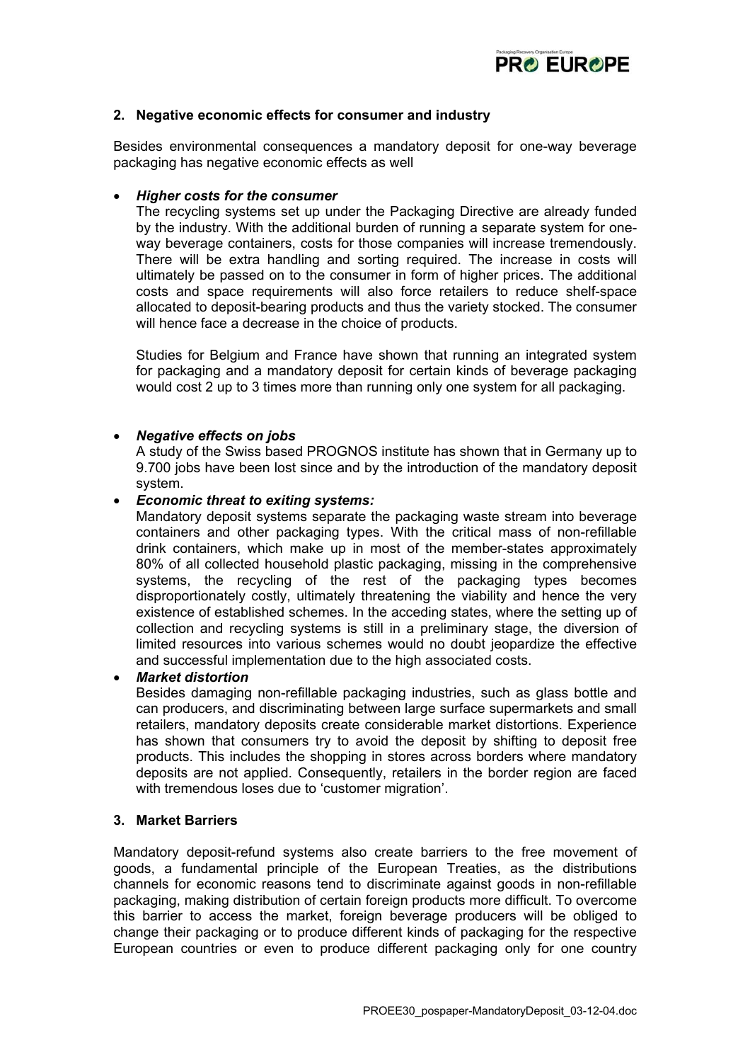## 2. Negative economic effects for consumer and industry

Besides environmental consequences a mandatory deposit for one-way beverage packaging has negative economic effects as well

- ***Higher costs for the consumer***
  The recycling systems set up under the Packaging Directive are already funded by the industry. With the additional burden of running a separate system for one-way beverage containers, costs for those companies will increase tremendously. There will be extra handling and sorting required. The increase in costs will ultimately be passed on to the consumer in form of higher prices. The additional costs and space requirements will also force retailers to reduce shelf-space allocated to deposit-bearing products and thus the variety stocked. The consumer will hence face a decrease in the choice of products.

  Studies for Belgium and France have shown that running an integrated system for packaging and a mandatory deposit for certain kinds of beverage packaging would cost 2 up to 3 times more than running only one system for all packaging.

- ***Negative effects on jobs***
  A study of the Swiss based PROGNOS institute has shown that in Germany up to 9.700 jobs have been lost since and by the introduction of the mandatory deposit system.
- ***Economic threat to exiting systems:***
  Mandatory deposit systems separate the packaging waste stream into beverage containers and other packaging types. With the critical mass of non-refillable drink containers, which make up in most of the member-states approximately 80% of all collected household plastic packaging, missing in the comprehensive systems, the recycling of the rest of the packaging types becomes disproportionately costly, ultimately threatening the viability and hence the very existence of established schemes. In the acceding states, where the setting up of collection and recycling systems is still in a preliminary stage, the diversion of limited resources into various schemes would no doubt jeopardize the effective and successful implementation due to the high associated costs.
- ***Market distortion***
  Besides damaging non-refillable packaging industries, such as glass bottle and can producers, and discriminating between large surface supermarkets and small retailers, mandatory deposits create considerable market distortions. Experience has shown that consumers try to avoid the deposit by shifting to deposit free products. This includes the shopping in stores across borders where mandatory deposits are not applied. Consequently, retailers in the border region are faced with tremendous loses due to 'customer migration'.

## 3. Market Barriers

Mandatory deposit-refund systems also create barriers to the free movement of goods, a fundamental principle of the European Treaties, as the distributions channels for economic reasons tend to discriminate against goods in non-refillable packaging, making distribution of certain foreign products more difficult. To overcome this barrier to access the market, foreign beverage producers will be obliged to change their packaging or to produce different kinds of packaging for the respective European countries or even to produce different packaging only for one country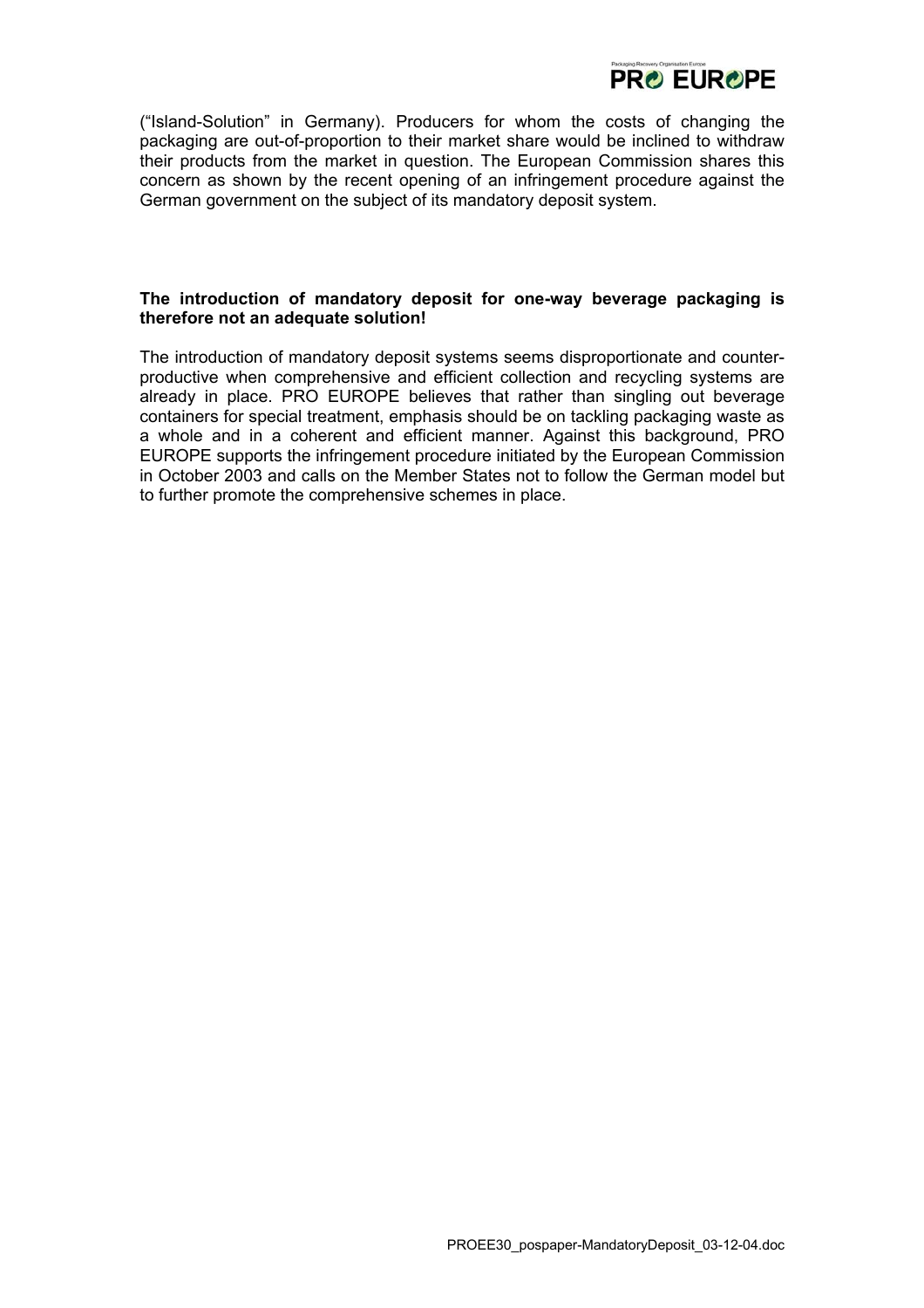("Island-Solution" in Germany). Producers for whom the costs of changing the packaging are out-of-proportion to their market share would be inclined to withdraw their products from the market in question. The European Commission shares this concern as shown by the recent opening of an infringement procedure against the German government on the subject of its mandatory deposit system.

**The introduction of mandatory deposit for one-way beverage packaging is therefore not an adequate solution!**

The introduction of mandatory deposit systems seems disproportionate and counter-productive when comprehensive and efficient collection and recycling systems are already in place. PRO EUROPE believes that rather than singling out beverage containers for special treatment, emphasis should be on tackling packaging waste as a whole and in a coherent and efficient manner. Against this background, PRO EUROPE supports the infringement procedure initiated by the European Commission in October 2003 and calls on the Member States not to follow the German model but to further promote the comprehensive schemes in place.